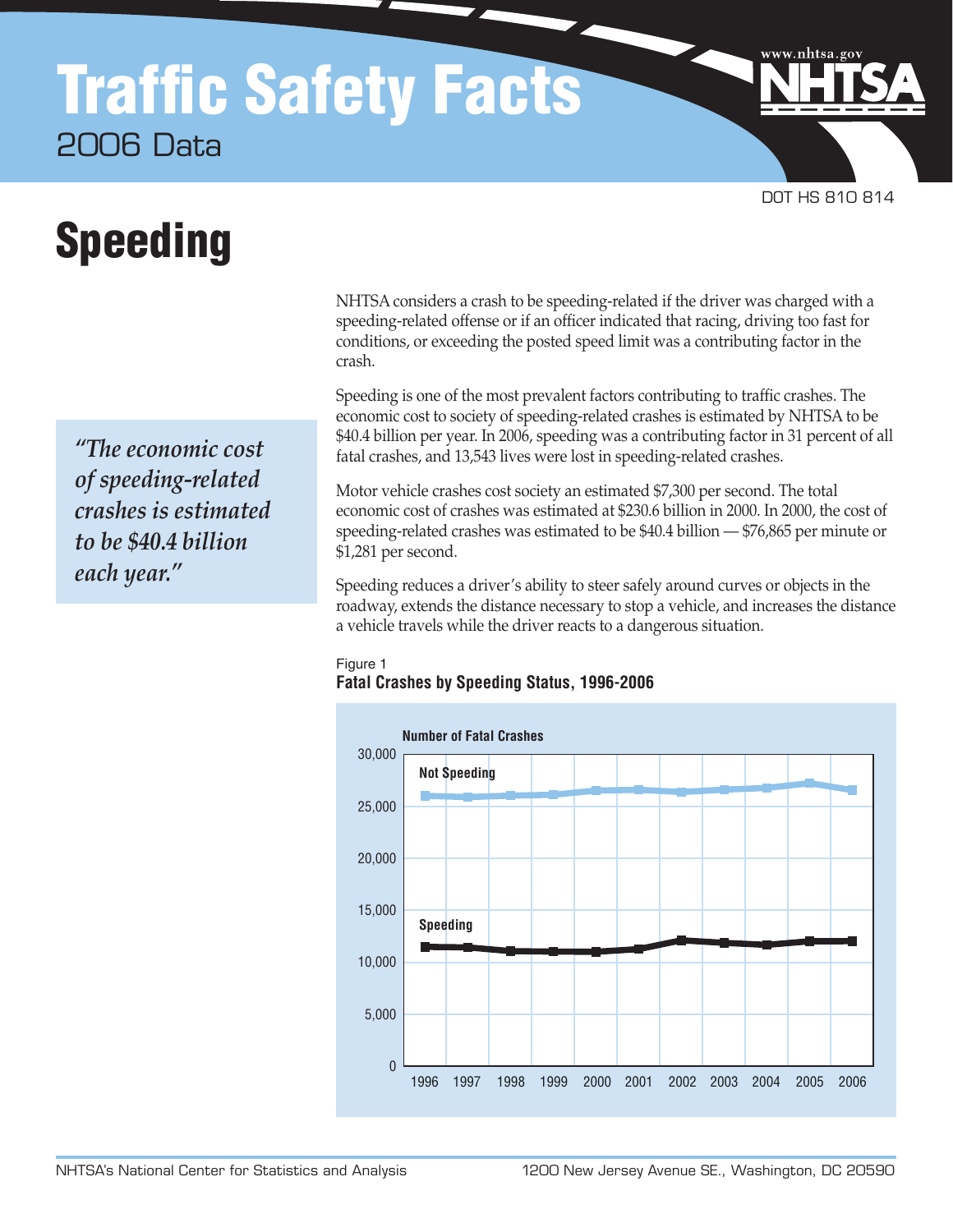# Traffic Safety Facts

2006 Data

DOT HS 810 814

# Speeding

NHTSA considers a crash to be speeding-related if the driver was charged with a speeding-related offense or if an officer indicated that racing, driving too fast for conditions, or exceeding the posted speed limit was a contributing factor in the crash.

> *"The economic cost of speeding-related crashes is estimated to be $40.4 billion each year."*

Speeding is one of the most prevalent factors contributing to traffic crashes. The economic cost to society of speeding-related crashes is estimated by NHTSA to be $40.4 billion per year. In 2006, speeding was a contributing factor in 31 percent of all fatal crashes, and 13,543 lives were lost in speeding-related crashes.

Motor vehicle crashes cost society an estimated $7,300 per second. The total economic cost of crashes was estimated at $230.6 billion in 2000. In 2000, the cost of speeding-related crashes was estimated to be $40.4 billion — $76,865 per minute or $1,281 per second.

Speeding reduces a driver's ability to steer safely around curves or objects in the roadway, extends the distance necessary to stop a vehicle, and increases the distance a vehicle travels while the driver reacts to a dangerous situation.

Figure 1
**Fatal Crashes by Speeding Status, 1996-2006**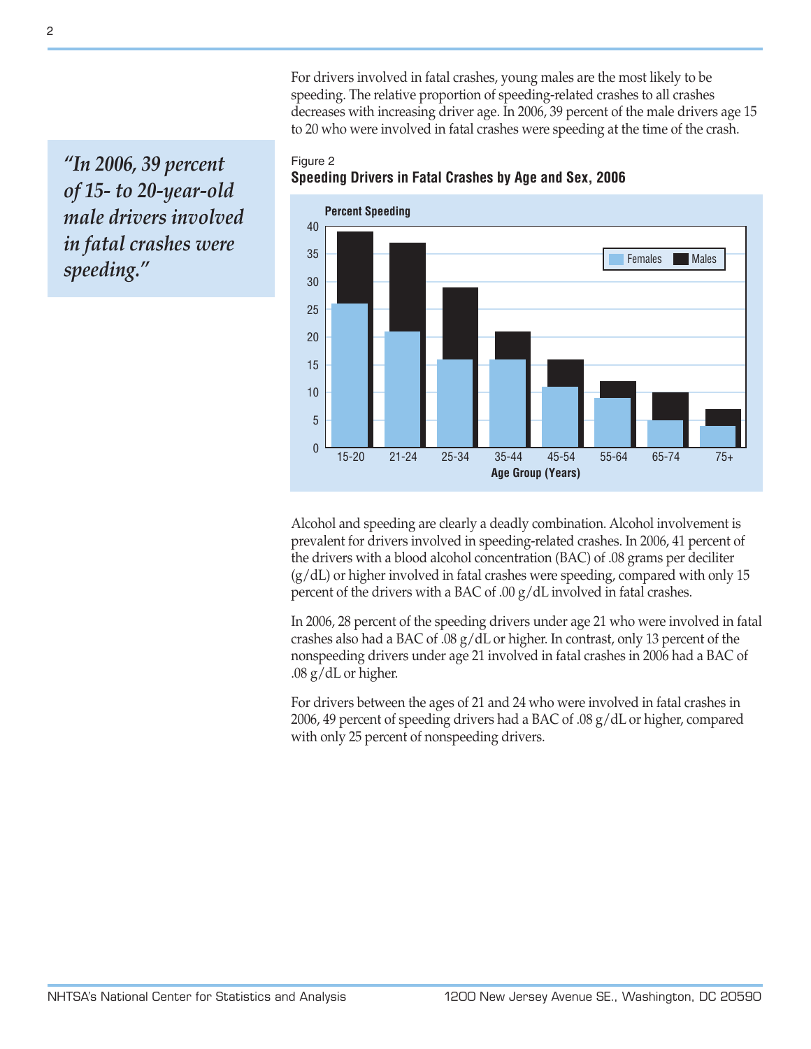For drivers involved in fatal crashes, young males are the most likely to be speeding. The relative proportion of speeding-related crashes to all crashes decreases with increasing driver age. In 2006, 39 percent of the male drivers age 15 to 20 who were involved in fatal crashes were speeding at the time of the crash.

> *"In 2006, 39 percent of 15- to 20-year-old male drivers involved in fatal crashes were speeding."*

Figure 2

**Speeding Drivers in Fatal Crashes by Age and Sex, 2006**

Alcohol and speeding are clearly a deadly combination. Alcohol involvement is prevalent for drivers involved in speeding-related crashes. In 2006, 41 percent of the drivers with a blood alcohol concentration (BAC) of .08 grams per deciliter (g/dL) or higher involved in fatal crashes were speeding, compared with only 15 percent of the drivers with a BAC of .00 g/dL involved in fatal crashes.

In 2006, 28 percent of the speeding drivers under age 21 who were involved in fatal crashes also had a BAC of .08 g/dL or higher. In contrast, only 13 percent of the nonspeeding drivers under age 21 involved in fatal crashes in 2006 had a BAC of .08 g/dL or higher.

For drivers between the ages of 21 and 24 who were involved in fatal crashes in 2006, 49 percent of speeding drivers had a BAC of .08 g/dL or higher, compared with only 25 percent of nonspeeding drivers.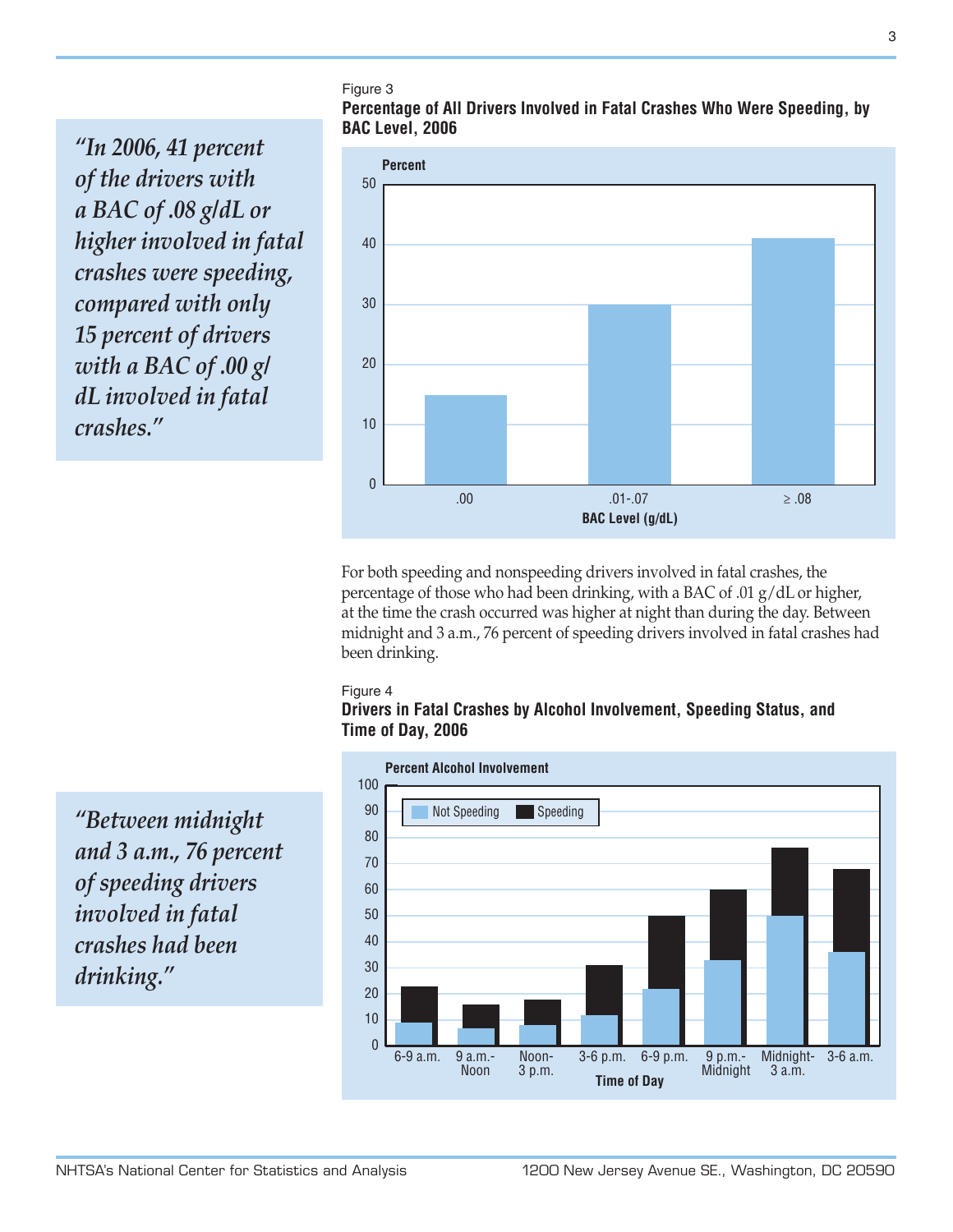> *"In 2006, 41 percent of the drivers with a BAC of .08 g/dL or higher involved in fatal crashes were speeding, compared with only 15 percent of drivers with a BAC of .00 g/dL involved in fatal crashes."*

Figure 3

**Percentage of All Drivers Involved in Fatal Crashes Who Were Speeding, by BAC Level, 2006**

| BAC Level (g/dL) | Percent |
|---|---|
| .00 | 15 |
| .01-.07 | 30 |
| ≥ .08 | 41 |

For both speeding and nonspeeding drivers involved in fatal crashes, the percentage of those who had been drinking, with a BAC of .01 g/dL or higher, at the time the crash occurred was higher at night than during the day. Between midnight and 3 a.m., 76 percent of speeding drivers involved in fatal crashes had been drinking.

> *"Between midnight and 3 a.m., 76 percent of speeding drivers involved in fatal crashes had been drinking."*

Figure 4

**Drivers in Fatal Crashes by Alcohol Involvement, Speeding Status, and Time of Day, 2006**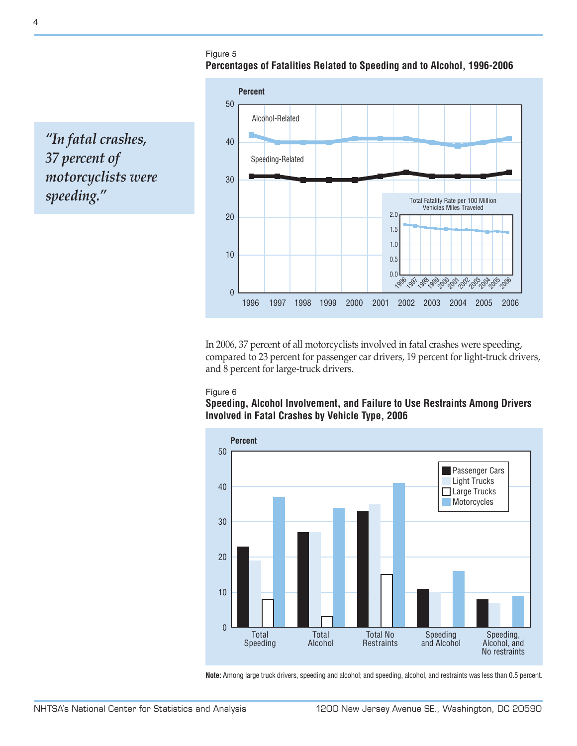> *"In fatal crashes, 37 percent of motorcyclists were speeding."*

Figure 5

**Percentages of Fatalities Related to Speeding and to Alcohol, 1996-2006**

In 2006, 37 percent of all motorcyclists involved in fatal crashes were speeding, compared to 23 percent for passenger car drivers, 19 percent for light-truck drivers, and 8 percent for large-truck drivers.

Figure 6

**Speeding, Alcohol Involvement, and Failure to Use Restraints Among Drivers Involved in Fatal Crashes by Vehicle Type, 2006**

**Note:** Among large truck drivers, speeding and alcohol; and speeding, alcohol, and restraints was less than 0.5 percent.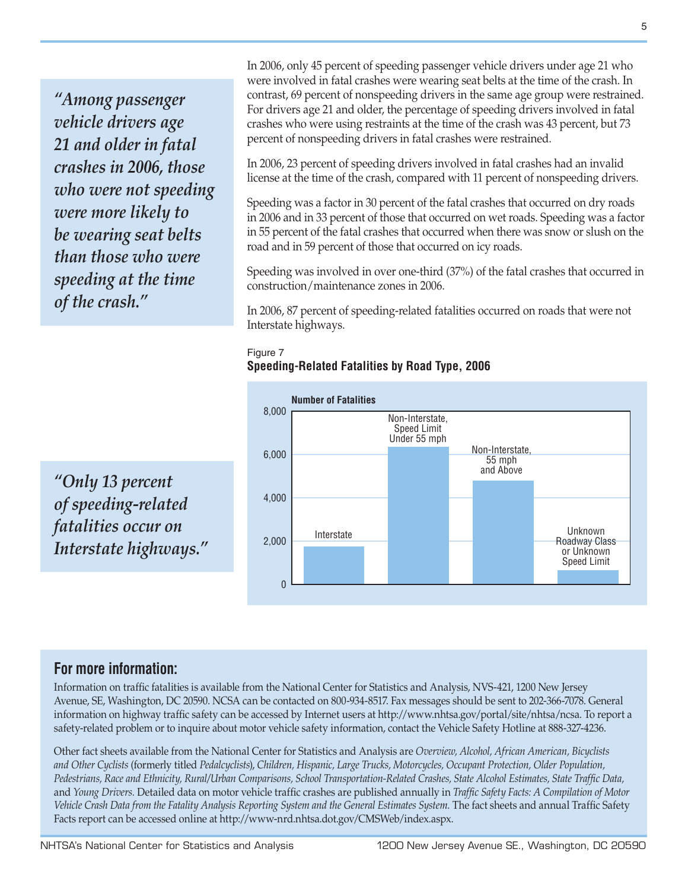> *"Among passenger vehicle drivers age 21 and older in fatal crashes in 2006, those who were not speeding were more likely to be wearing seat belts than those who were speeding at the time of the crash."*

In 2006, only 45 percent of speeding passenger vehicle drivers under age 21 who were involved in fatal crashes were wearing seat belts at the time of the crash. In contrast, 69 percent of nonspeeding drivers in the same age group were restrained. For drivers age 21 and older, the percentage of speeding drivers involved in fatal crashes who were using restraints at the time of the crash was 43 percent, but 73 percent of nonspeeding drivers in fatal crashes were restrained.

In 2006, 23 percent of speeding drivers involved in fatal crashes had an invalid license at the time of the crash, compared with 11 percent of nonspeeding drivers.

Speeding was a factor in 30 percent of the fatal crashes that occurred on dry roads in 2006 and in 33 percent of those that occurred on wet roads. Speeding was a factor in 55 percent of the fatal crashes that occurred when there was snow or slush on the road and in 59 percent of those that occurred on icy roads.

Speeding was involved in over one-third (37%) of the fatal crashes that occurred in construction/maintenance zones in 2006.

In 2006, 87 percent of speeding-related fatalities occurred on roads that were not Interstate highways.

> *"Only 13 percent of speeding-related fatalities occur on Interstate highways."*

Figure 7
**Speeding-Related Fatalities by Road Type, 2006**

Number of Fatalities (axis 0–8,000): Interstate; Non-Interstate, Speed Limit Under 55 mph; Non-Interstate, 55 mph and Above; Unknown Roadway Class or Unknown Speed Limit

## For more information:

Information on traffic fatalities is available from the National Center for Statistics and Analysis, NVS-421, 1200 New Jersey Avenue, SE, Washington, DC 20590. NCSA can be contacted on 800-934-8517. Fax messages should be sent to 202-366-7078. General information on highway traffic safety can be accessed by Internet users at http://www.nhtsa.gov/portal/site/nhtsa/ncsa. To report a safety-related problem or to inquire about motor vehicle safety information, contact the Vehicle Safety Hotline at 888-327-4236.

Other fact sheets available from the National Center for Statistics and Analysis are *Overview, Alcohol, African American, Bicyclists and Other Cyclists* (formerly titled *Pedalcyclists*), *Children, Hispanic, Large Trucks, Motorcycles, Occupant Protection, Older Population, Pedestrians, Race and Ethnicity, Rural/Urban Comparisons, School Transportation-Related Crashes, State Alcohol Estimates, State Traffic Data*, and *Young Drivers*. Detailed data on motor vehicle traffic crashes are published annually in *Traffic Safety Facts: A Compilation of Motor Vehicle Crash Data from the Fatality Analysis Reporting System and the General Estimates System.* The fact sheets and annual Traffic Safety Facts report can be accessed online at http://www-nrd.nhtsa.dot.gov/CMSWeb/index.aspx.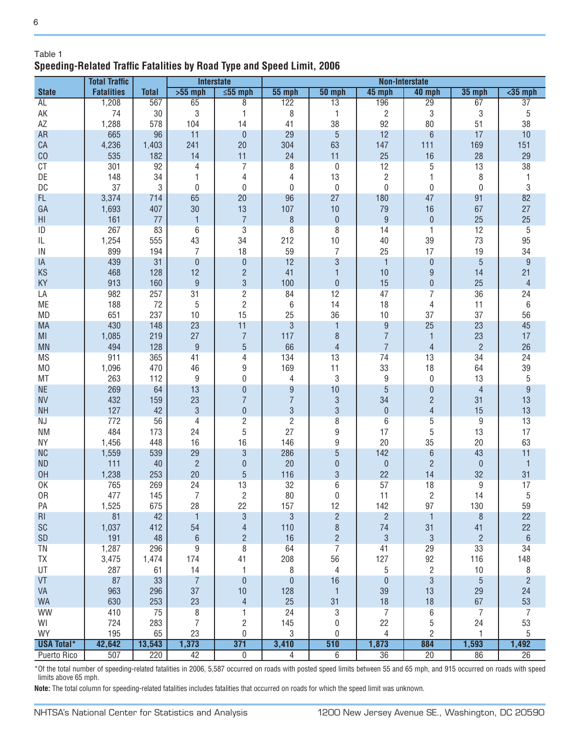Table 1

**Speeding-Related Traffic Fatalities by Road Type and Speed Limit, 2006**

| State | Total Traffic Fatalities | Total | Interstate | | Non-Interstate | | | | | |
|---|---|---|---|---|---|---|---|---|---|---|
| | | | >55 mph | ≤55 mph | 55 mph | 50 mph | 45 mph | 40 mph | 35 mph | <35 mph |
| AL | 1,208 | 567 | 65 | 8 | 122 | 13 | 196 | 29 | 67 | 37 |
| AK | 74 | 30 | 3 | 1 | 8 | 1 | 2 | 3 | 3 | 5 |
| AZ | 1,288 | 578 | 104 | 14 | 41 | 38 | 92 | 80 | 51 | 38 |
| AR | 665 | 96 | 11 | 0 | 29 | 5 | 12 | 6 | 17 | 10 |
| CA | 4,236 | 1,403 | 241 | 20 | 304 | 63 | 147 | 111 | 169 | 151 |
| CO | 535 | 182 | 14 | 11 | 24 | 11 | 25 | 16 | 28 | 29 |
| CT | 301 | 92 | 4 | 7 | 8 | 0 | 12 | 5 | 13 | 38 |
| DE | 148 | 34 | 1 | 4 | 4 | 13 | 2 | 1 | 8 | 1 |
| DC | 37 | 3 | 0 | 0 | 0 | 0 | 0 | 0 | 0 | 3 |
| FL | 3,374 | 714 | 65 | 20 | 96 | 27 | 180 | 47 | 91 | 82 |
| GA | 1,693 | 407 | 30 | 13 | 107 | 10 | 79 | 16 | 67 | 27 |
| HI | 161 | 77 | 1 | 7 | 8 | 0 | 9 | 0 | 25 | 25 |
| ID | 267 | 83 | 6 | 3 | 8 | 8 | 14 | 1 | 12 | 5 |
| IL | 1,254 | 555 | 43 | 34 | 212 | 10 | 40 | 39 | 73 | 95 |
| IN | 899 | 194 | 7 | 18 | 59 | 7 | 25 | 17 | 19 | 34 |
| IA | 439 | 31 | 0 | 0 | 12 | 3 | 1 | 0 | 5 | 9 |
| KS | 468 | 128 | 12 | 2 | 41 | 1 | 10 | 9 | 14 | 21 |
| KY | 913 | 160 | 9 | 3 | 100 | 0 | 15 | 0 | 25 | 4 |
| LA | 982 | 257 | 31 | 2 | 84 | 12 | 47 | 7 | 36 | 24 |
| ME | 188 | 72 | 5 | 2 | 6 | 14 | 18 | 4 | 11 | 6 |
| MD | 651 | 237 | 10 | 15 | 25 | 36 | 10 | 37 | 37 | 56 |
| MA | 430 | 148 | 23 | 11 | 3 | 1 | 9 | 25 | 23 | 45 |
| MI | 1,085 | 219 | 27 | 7 | 117 | 8 | 7 | 1 | 23 | 17 |
| MN | 494 | 128 | 9 | 5 | 66 | 4 | 7 | 4 | 2 | 26 |
| MS | 911 | 365 | 41 | 4 | 134 | 13 | 74 | 13 | 34 | 24 |
| MO | 1,096 | 470 | 46 | 9 | 169 | 11 | 33 | 18 | 64 | 39 |
| MT | 263 | 112 | 9 | 0 | 4 | 3 | 9 | 0 | 13 | 5 |
| NE | 269 | 64 | 13 | 0 | 9 | 10 | 5 | 0 | 4 | 9 |
| NV | 432 | 159 | 23 | 7 | 7 | 3 | 34 | 2 | 31 | 13 |
| NH | 127 | 42 | 3 | 0 | 3 | 3 | 0 | 4 | 15 | 13 |
| NJ | 772 | 56 | 4 | 2 | 2 | 8 | 6 | 5 | 9 | 13 |
| NM | 484 | 173 | 24 | 5 | 27 | 9 | 17 | 5 | 13 | 17 |
| NY | 1,456 | 448 | 16 | 16 | 146 | 9 | 20 | 35 | 20 | 63 |
| NC | 1,559 | 539 | 29 | 3 | 286 | 5 | 142 | 6 | 43 | 11 |
| ND | 111 | 40 | 2 | 0 | 20 | 0 | 0 | 2 | 0 | 1 |
| OH | 1,238 | 253 | 20 | 5 | 116 | 3 | 22 | 14 | 32 | 31 |
| OK | 765 | 269 | 24 | 13 | 32 | 6 | 57 | 18 | 9 | 17 |
| OR | 477 | 145 | 7 | 2 | 80 | 0 | 11 | 2 | 14 | 5 |
| PA | 1,525 | 675 | 28 | 22 | 157 | 12 | 142 | 97 | 130 | 59 |
| RI | 81 | 42 | 1 | 3 | 3 | 2 | 2 | 1 | 8 | 22 |
| SC | 1,037 | 412 | 54 | 4 | 110 | 8 | 74 | 31 | 41 | 22 |
| SD | 191 | 48 | 6 | 2 | 16 | 2 | 3 | 3 | 2 | 6 |
| TN | 1,287 | 296 | 9 | 8 | 64 | 7 | 41 | 29 | 33 | 34 |
| TX | 3,475 | 1,474 | 174 | 41 | 208 | 56 | 127 | 92 | 116 | 148 |
| UT | 287 | 61 | 14 | 1 | 8 | 4 | 5 | 2 | 10 | 8 |
| VT | 87 | 33 | 7 | 0 | 0 | 16 | 0 | 3 | 5 | 2 |
| VA | 963 | 296 | 37 | 10 | 128 | 1 | 39 | 13 | 29 | 24 |
| WA | 630 | 253 | 23 | 4 | 25 | 31 | 18 | 18 | 67 | 53 |
| WW | 410 | 75 | 8 | 1 | 24 | 3 | 7 | 6 | 7 | 7 |
| WI | 724 | 283 | 7 | 2 | 145 | 0 | 22 | 5 | 24 | 53 |
| WY | 195 | 65 | 23 | 0 | 3 | 0 | 4 | 2 | 1 | 5 |
| **USA Total*** | **42,642** | **13,543** | **1,373** | **371** | **3,410** | **510** | **1,873** | **884** | **1,593** | **1,492** |
| Puerto Rico | 507 | 220 | 42 | 0 | 4 | 6 | 36 | 20 | 86 | 26 |

*Of the total number of speeding-related fatalities in 2006, 5,587 occurred on roads with posted speed limits between 55 and 65 mph, and 915 occurred on roads with speed limits above 65 mph.

**Note:** The total column for speeding-related fatalities includes fatalities that occurred on roads for which the speed limit was unknown.

NHTSA's National Center for Statistics and Analysis 1200 New Jersey Avenue SE., Washington, DC 20590